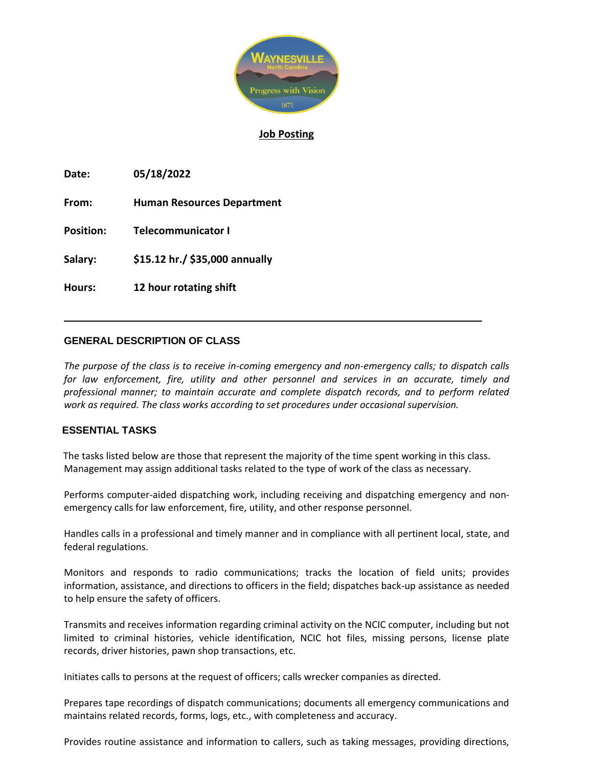# Job Posting

**Date:** **05/18/2022**

**From:** **Human Resources Department**

**Position:** **Telecommunicator I**

**Salary:** **$15.12 hr./ $35,000 annually**

**Hours:** **12 hour rotating shift**

---

## GENERAL DESCRIPTION OF CLASS

*The purpose of the class is to receive in-coming emergency and non-emergency calls; to dispatch calls for law enforcement, fire, utility and other personnel and services in an accurate, timely and professional manner; to maintain accurate and complete dispatch records, and to perform related work as required. The class works according to set procedures under occasional supervision.*

## ESSENTIAL TASKS

The tasks listed below are those that represent the majority of the time spent working in this class. Management may assign additional tasks related to the type of work of the class as necessary.

Performs computer-aided dispatching work, including receiving and dispatching emergency and non-emergency calls for law enforcement, fire, utility, and other response personnel.

Handles calls in a professional and timely manner and in compliance with all pertinent local, state, and federal regulations.

Monitors and responds to radio communications; tracks the location of field units; provides information, assistance, and directions to officers in the field; dispatches back-up assistance as needed to help ensure the safety of officers.

Transmits and receives information regarding criminal activity on the NCIC computer, including but not limited to criminal histories, vehicle identification, NCIC hot files, missing persons, license plate records, driver histories, pawn shop transactions, etc.

Initiates calls to persons at the request of officers; calls wrecker companies as directed.

Prepares tape recordings of dispatch communications; documents all emergency communications and maintains related records, forms, logs, etc., with completeness and accuracy.

Provides routine assistance and information to callers, such as taking messages, providing directions,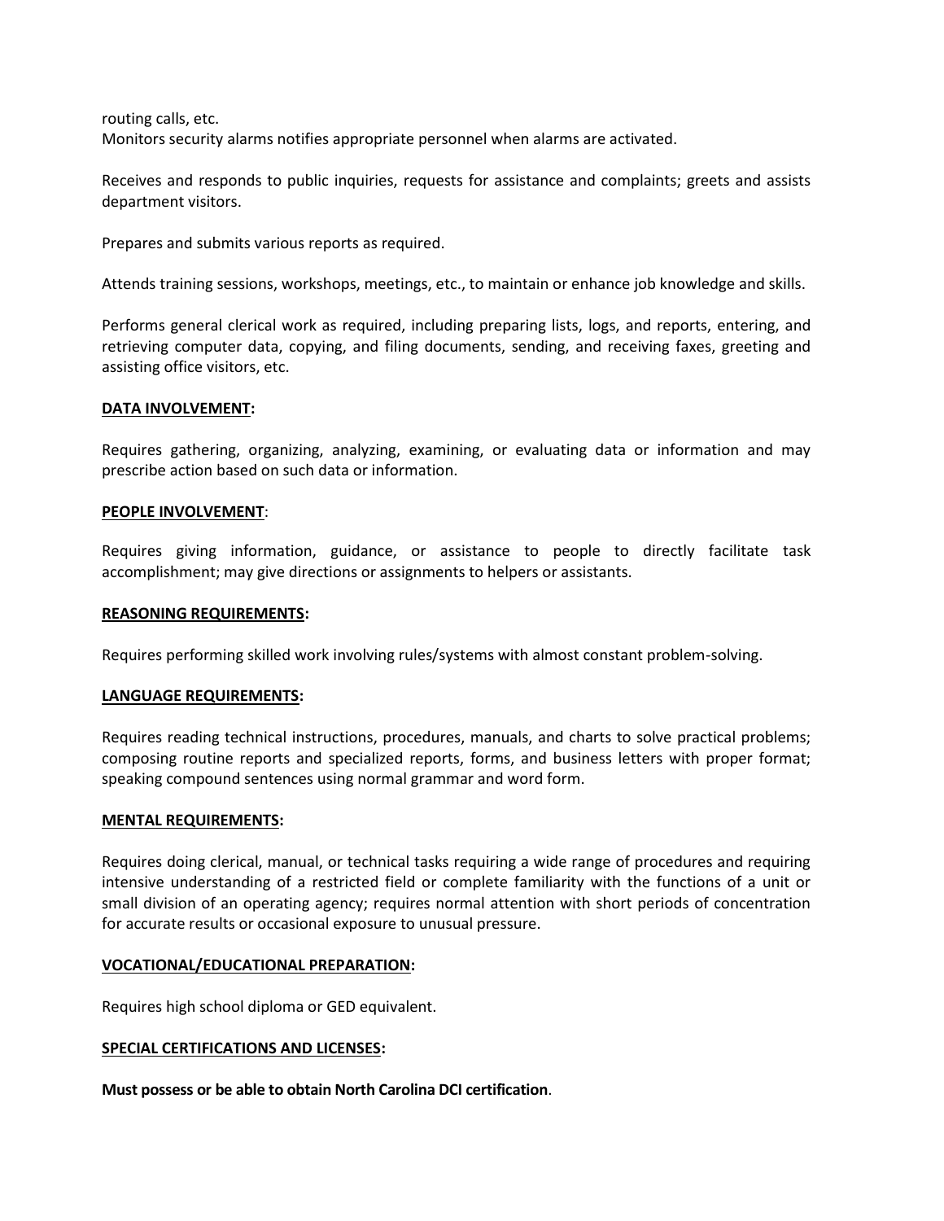routing calls, etc.
Monitors security alarms notifies appropriate personnel when alarms are activated.

Receives and responds to public inquiries, requests for assistance and complaints; greets and assists department visitors.

Prepares and submits various reports as required.

Attends training sessions, workshops, meetings, etc., to maintain or enhance job knowledge and skills.

Performs general clerical work as required, including preparing lists, logs, and reports, entering, and retrieving computer data, copying, and filing documents, sending, and receiving faxes, greeting and assisting office visitors, etc.

**DATA INVOLVEMENT:**

Requires gathering, organizing, analyzing, examining, or evaluating data or information and may prescribe action based on such data or information.

**PEOPLE INVOLVEMENT**:

Requires giving information, guidance, or assistance to people to directly facilitate task accomplishment; may give directions or assignments to helpers or assistants.

**REASONING REQUIREMENTS:**

Requires performing skilled work involving rules/systems with almost constant problem-solving.

**LANGUAGE REQUIREMENTS:**

Requires reading technical instructions, procedures, manuals, and charts to solve practical problems; composing routine reports and specialized reports, forms, and business letters with proper format; speaking compound sentences using normal grammar and word form.

**MENTAL REQUIREMENTS:**

Requires doing clerical, manual, or technical tasks requiring a wide range of procedures and requiring intensive understanding of a restricted field or complete familiarity with the functions of a unit or small division of an operating agency; requires normal attention with short periods of concentration for accurate results or occasional exposure to unusual pressure.

**VOCATIONAL/EDUCATIONAL PREPARATION:**

Requires high school diploma or GED equivalent.

**SPECIAL CERTIFICATIONS AND LICENSES:**

**Must possess or be able to obtain North Carolina DCI certification**.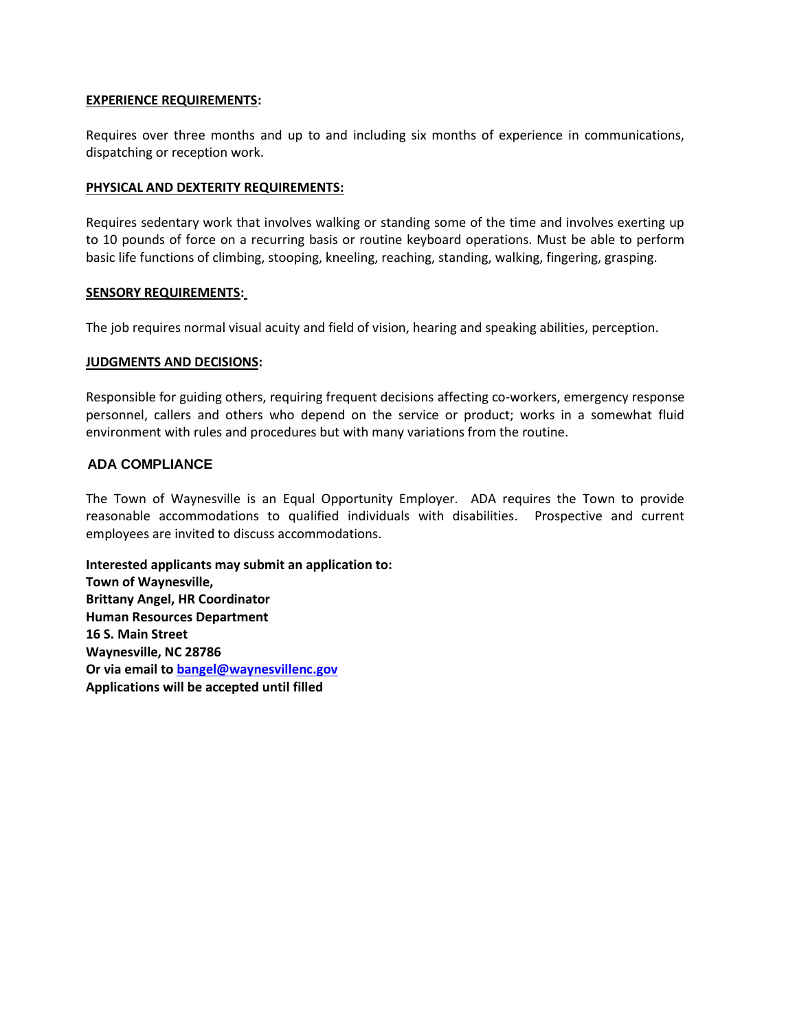**EXPERIENCE REQUIREMENTS:**

Requires over three months and up to and including six months of experience in communications, dispatching or reception work.

**PHYSICAL AND DEXTERITY REQUIREMENTS:**

Requires sedentary work that involves walking or standing some of the time and involves exerting up to 10 pounds of force on a recurring basis or routine keyboard operations. Must be able to perform basic life functions of climbing, stooping, kneeling, reaching, standing, walking, fingering, grasping.

**SENSORY REQUIREMENTS:**

The job requires normal visual acuity and field of vision, hearing and speaking abilities, perception.

**JUDGMENTS AND DECISIONS:**

Responsible for guiding others, requiring frequent decisions affecting co-workers, emergency response personnel, callers and others who depend on the service or product; works in a somewhat fluid environment with rules and procedures but with many variations from the routine.

## ADA COMPLIANCE

The Town of Waynesville is an Equal Opportunity Employer. ADA requires the Town to provide reasonable accommodations to qualified individuals with disabilities. Prospective and current employees are invited to discuss accommodations.

**Interested applicants may submit an application to:**
**Town of Waynesville,**
**Brittany Angel, HR Coordinator**
**Human Resources Department**
**16 S. Main Street**
**Waynesville, NC 28786**
**Or via email to bangel@waynesvillenc.gov**
**Applications will be accepted until filled**